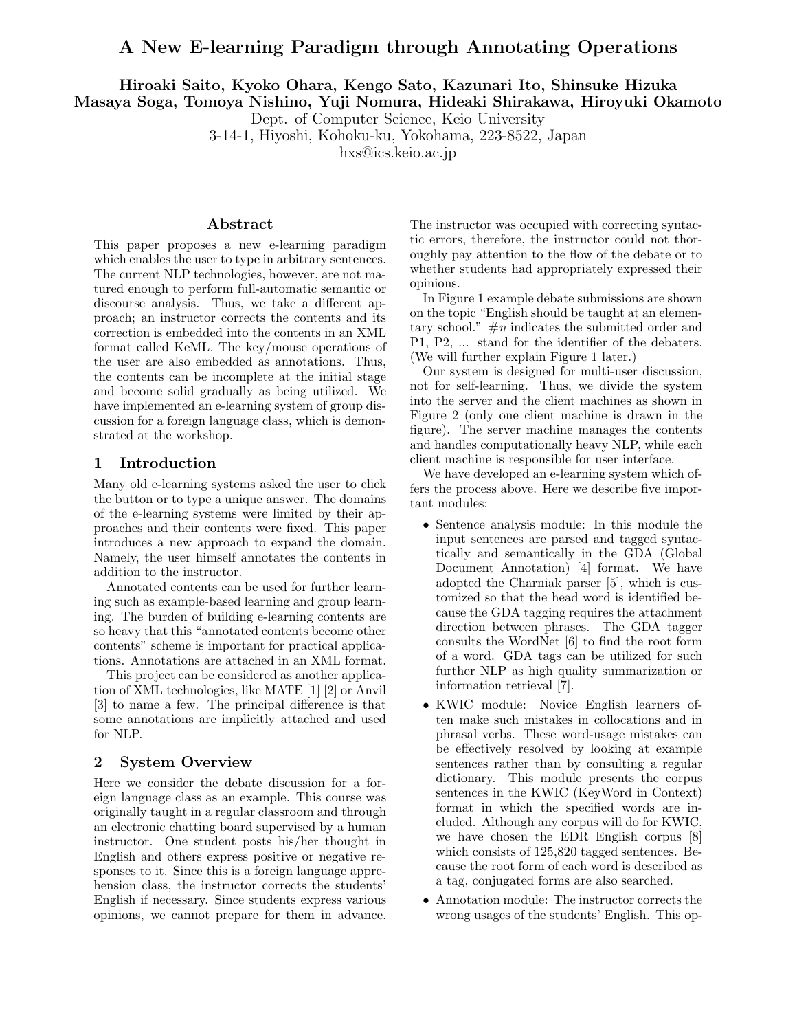# A New E-learning Paradigm through Annotating Operations

**Hiroaki Saito, Kyoko Ohara, Kengo Sato, Kazunari Ito, Shinsuke Hizuka**
**Masaya Soga, Tomoya Nishino, Yuji Nomura, Hideaki Shirakawa, Hiroyuki Okamoto**

Dept. of Computer Science, Keio University
3-14-1, Hiyoshi, Kohoku-ku, Yokohama, 223-8522, Japan
hxs@ics.keio.ac.jp

## Abstract

This paper proposes a new e-learning paradigm which enables the user to type in arbitrary sentences. The current NLP technologies, however, are not matured enough to perform full-automatic semantic or discourse analysis. Thus, we take a different approach; an instructor corrects the contents and its correction is embedded into the contents in an XML format called KeML. The key/mouse operations of the user are also embedded as annotations. Thus, the contents can be incomplete at the initial stage and become solid gradually as being utilized. We have implemented an e-learning system of group discussion for a foreign language class, which is demonstrated at the workshop.

## 1 Introduction

Many old e-learning systems asked the user to click the button or to type a unique answer. The domains of the e-learning systems were limited by their approaches and their contents were fixed. This paper introduces a new approach to expand the domain. Namely, the user himself annotates the contents in addition to the instructor.

Annotated contents can be used for further learning such as example-based learning and group learning. The burden of building e-learning contents are so heavy that this “annotated contents become other contents” scheme is important for practical applications. Annotations are attached in an XML format.

This project can be considered as another application of XML technologies, like MATE [1] [2] or Anvil [3] to name a few. The principal difference is that some annotations are implicitly attached and used for NLP.

## 2 System Overview

Here we consider the debate discussion for a foreign language class as an example. This course was originally taught in a regular classroom and through an electronic chatting board supervised by a human instructor. One student posts his/her thought in English and others express positive or negative responses to it. Since this is a foreign language apprehension class, the instructor corrects the students’ English if necessary. Since students express various opinions, we cannot prepare for them in advance. The instructor was occupied with correcting syntactic errors, therefore, the instructor could not thoroughly pay attention to the flow of the debate or to whether students had appropriately expressed their opinions.

In Figure 1 example debate submissions are shown on the topic “English should be taught at an elementary school.” #*n* indicates the submitted order and P1, P2, ... stand for the identifier of the debaters. (We will further explain Figure 1 later.)

Our system is designed for multi-user discussion, not for self-learning. Thus, we divide the system into the server and the client machines as shown in Figure 2 (only one client machine is drawn in the figure). The server machine manages the contents and handles computationally heavy NLP, while each client machine is responsible for user interface.

We have developed an e-learning system which offers the process above. Here we describe five important modules:

- Sentence analysis module: In this module the input sentences are parsed and tagged syntactically and semantically in the GDA (Global Document Annotation) [4] format. We have adopted the Charniak parser [5], which is customized so that the head word is identified because the GDA tagging requires the attachment direction between phrases. The GDA tagger consults the WordNet [6] to find the root form of a word. GDA tags can be utilized for such further NLP as high quality summarization or information retrieval [7].
- KWIC module: Novice English learners often make such mistakes in collocations and in phrasal verbs. These word-usage mistakes can be effectively resolved by looking at example sentences rather than by consulting a regular dictionary. This module presents the corpus sentences in the KWIC (KeyWord in Context) format in which the specified words are included. Although any corpus will do for KWIC, we have chosen the EDR English corpus [8] which consists of 125,820 tagged sentences. Because the root form of each word is described as a tag, conjugated forms are also searched.
- Annotation module: The instructor corrects the wrong usages of the students’ English. This op-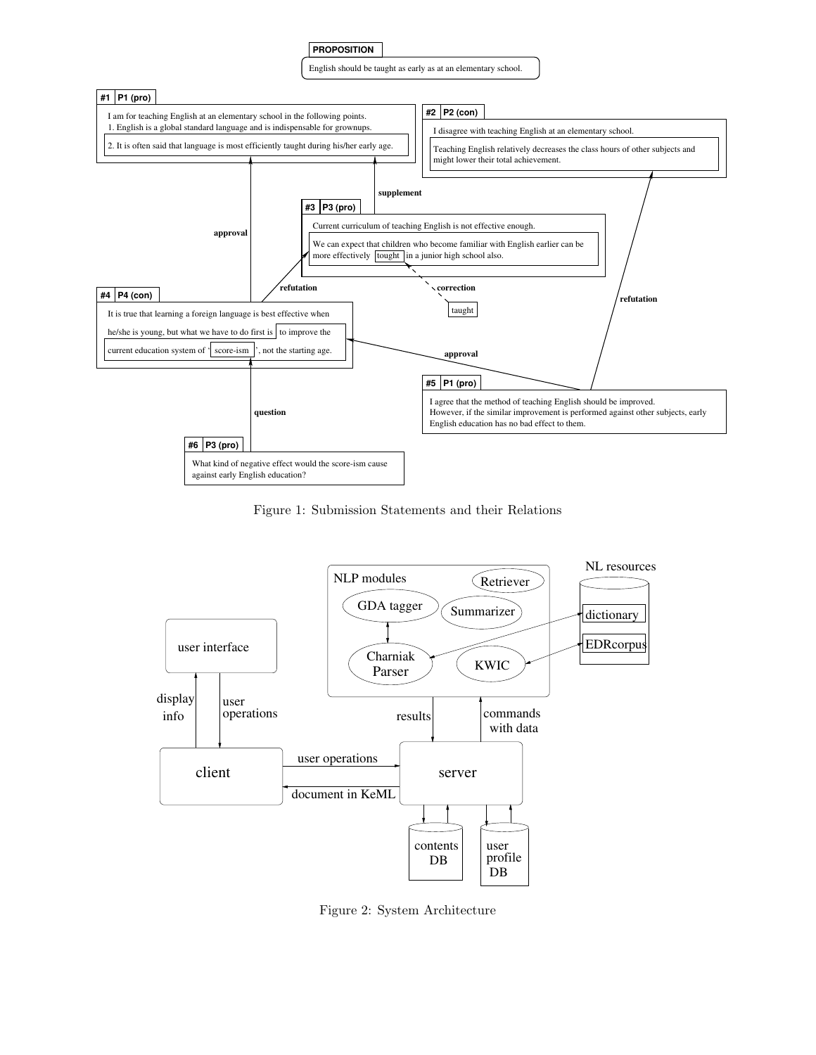**PROPOSITION**

English should be taught as early as at an elementary school.

**#1 P1 (pro)**

I am for teaching English at an elementary school in the following points.
1. English is a global standard language and is indispensable for grownups.
2. It is often said that language is most efficiently taught during his/her early age.

**#2 P2 (con)**

I disagree with teaching English at an elementary school.
Teaching English relatively decreases the class hours of other subjects and might lower their total achievement.

**#3 P3 (pro)**

Current curriculum of teaching English is not effective enough.
We can expect that children who become familiar with English earlier can be more effectively tought in a junior high school also.

correction: taught

**#4 P4 (con)**

It is true that learning a foreign language is best effective when he/she is young, but what we have to do first is to improve the current education system of 'score-ism', not the starting age.

**#5 P1 (pro)**

I agree that the method of teaching English should be improved.
However, if the similar improvement is performed against other subjects, early English education has no bad effect to them.

**#6 P3 (pro)**

What kind of negative effect would the score-ism cause against early English education?

Relations: #3 → #1 (supplement); #4 → #1 (approval); #4 → #3 (refutation); #5 → #4 (approval); #5 → #2 (refutation); #6 → #4 (question)

Figure 1: Submission Statements and their Relations

Figure 2 components: user interface; client; server; NLP modules (Retriever, GDA tagger, Summarizer, Charniak Parser, KWIC); NL resources (dictionary, EDRcorpus); contents DB; user profile DB. Arrows: display info, user operations, document in KeML, results, commands with data.

Figure 2: System Architecture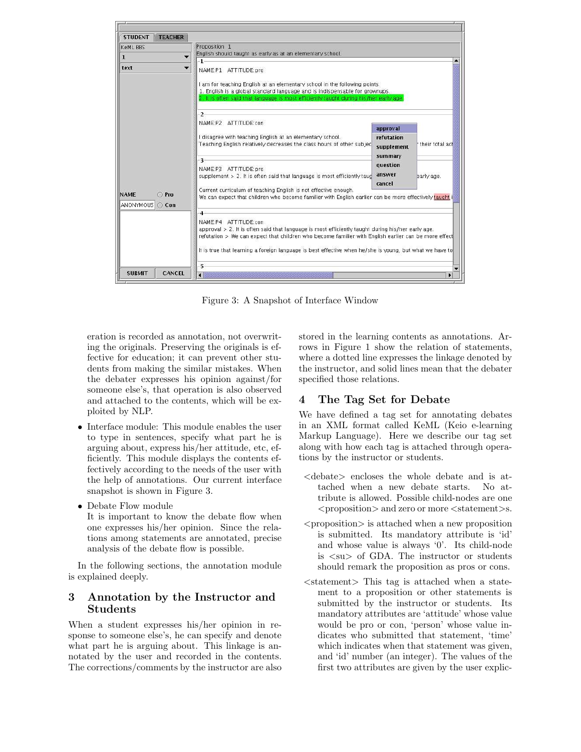Figure 3: A Snapshot of Interface Window

eration is recorded as annotation, not overwriting the originals. Preserving the originals is effective for education; it can prevent other students from making the similar mistakes. When the debater expresses his opinion against/for someone else's, that operation is also observed and attached to the contents, which will be exploited by NLP.

- Interface module: This module enables the user to type in sentences, specify what part he is arguing about, express his/her attitude, etc, efficiently. This module displays the contents effectively according to the needs of the user with the help of annotations. Our current interface snapshot is shown in Figure 3.
- Debate Flow module
  It is important to know the debate flow when one expresses his/her opinion. Since the relations among statements are annotated, precise analysis of the debate flow is possible.

In the following sections, the annotation module is explained deeply.

## 3 Annotation by the Instructor and Students

When a student expresses his/her opinion in response to someone else's, he can specify and denote what part he is arguing about. This linkage is annotated by the user and recorded in the contents. The corrections/comments by the instructor are also stored in the learning contents as annotations. Arrows in Figure 1 show the relation of statements, where a dotted line expresses the linkage denoted by the instructor, and solid lines mean that the debater specified those relations.

## 4 The Tag Set for Debate

We have defined a tag set for annotating debates in an XML format called KeML (Keio e-learning Markup Language). Here we describe our tag set along with how each tag is attached through operations by the instructor or students.

<debate> encloses the whole debate and is attached when a new debate starts. No attribute is allowed. Possible child-nodes are one <proposition> and zero or more <statement>s.

<proposition> is attached when a new proposition is submitted. Its mandatory attribute is 'id' and whose value is always '0'. Its child-node is <su> of GDA. The instructor or students should remark the proposition as pros or cons.

<statement> This tag is attached when a statement to a proposition or other statements is submitted by the instructor or students. Its mandatory attributes are 'attitude' whose value would be pro or con, 'person' whose value indicates who submitted that statement, 'time' which indicates when that statement was given, and 'id' number (an integer). The values of the first two attributes are given by the user explic-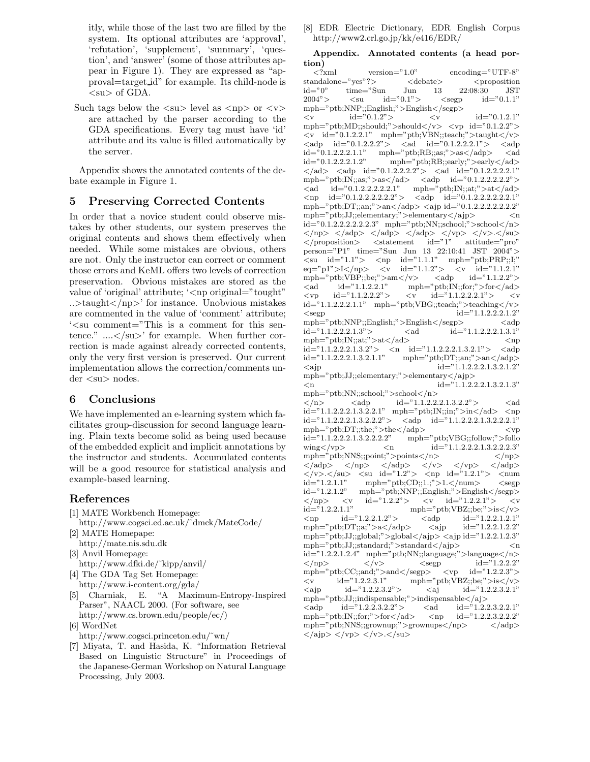itly, while those of the last two are filled by the system. Its optional attributes are 'approval', 'refutation', 'supplement', 'summary', 'question', and 'answer' (some of those attributes appear in Figure 1). They are expressed as "approval=target_id" for example. Its child-node is <su> of GDA.

Such tags below the <su> level as <np> or <v> are attached by the parser according to the GDA specifications. Every tag must have 'id' attribute and its value is filled automatically by the server.

Appendix shows the annotated contents of the debate example in Figure 1.

## 5 Preserving Corrected Contents

In order that a novice student could observe mistakes by other students, our system preserves the original contents and shows them effectively when needed. While some mistakes are obvious, others are not. Only the instructor can correct or comment those errors and KeML offers two levels of correction preservation. Obvious mistakes are stored as the value of 'original' attribute; '<np original="tought" ..>taught</np>' for instance. Unobvious mistakes are commented in the value of 'comment' attribute; '<su comment="This is a comment for this sentence." ....</su>' for example. When further correction is made against already corrected contents, only the very first version is preserved. Our current implementation allows the correction/comments under <su> nodes.

## 6 Conclusions

We have implemented an e-learning system which facilitates group-discussion for second language learning. Plain texts become solid as being used because of the embedded explicit and implicit annotations by the instructor and students. Accumulated contents will be a good resource for statistical analysis and example-based learning.

## References

[1] MATE Workbench Homepage: http://www.cogsci.ed.ac.uk/~dmck/MateCode/

[2] MATE Homepape: http://mate.nis.sdu.dk

[3] Anvil Homepage: http://www.dfki.de/~kipp/anvil/

[4] The GDA Tag Set Homepage: http://www.i-content.org/gda/

[5] Charniak, E. "A Maximum-Entropy-Inspired Parser", NAACL 2000. (For software, see http://www.cs.brown.edu/people/ec/)

[6] WordNet http://www.cogsci.princeton.edu/~wn/

[7] Miyata, T. and Hasida, K. "Information Retrieval Based on Linguistic Structure" in Proceedings of the Japanese-German Workshop on Natural Language Processing, July 2003.

[8] EDR Electric Dictionary, EDR English Corpus http://www2.crl.go.jp/kk/e416/EDR/

### Appendix. Annotated contents (a head portion)

<?xml version="1.0" encoding="UTF-8" standalone="yes"?> <debate> <proposition id="0" time="Sun Jun 13 22:08:30 JST 2004"> <su id="0.1"> <segp id="0.1.1" mph="ptb;NNP;;English;">English</segp> <v id="0.1.2"> <v id="0.1.2.1" mph="ptb;MD;;should;">should</v> <vp id="0.1.2.2"> <v id="0.1.2.2.1" mph="ptb;VBN;;teach;">taught</v> <adp id="0.1.2.2.2"> <ad id="0.1.2.2.2.1"> <adp id="0.1.2.2.2.1.1" mph="ptb;RB;;as;">as</adp> <ad id="0.1.2.2.2.1.2" mph="ptb;RB;;early;">early</ad> </ad> <adp id="0.1.2.2.2.2"> <ad id="0.1.2.2.2.2.1" mph="ptb;IN;;as;">as</ad> <adp id="0.1.2.2.2.2.2"> <ad id="0.1.2.2.2.2.2.1" mph="ptb;IN;;at;">at</ad> <np id="0.1.2.2.2.2.2.2"> <adp id="0.1.2.2.2.2.2.2.1" mph="ptb;DT;;an;">an</adp> <ajp id="0.1.2.2.2.2.2.2.2" mph="ptb;JJ;;elementary;">elementary</ajp> <n id="0.1.2.2.2.2.2.2.3" mph="ptb;NN;;school;">school</n> </np> </adp> </adp> </adp> </vp> </v>.</su> </proposition> <statement id="1" attitude="pro" person="P1" time="Sun Jun 13 22:10:41 JST 2004"> <su id="1.1"> <np id="1.1.1" mph="ptb;PRP;;I;" eq="p1">I</np> <v id="1.1.2"> <v id="1.1.2.1" mph="ptb;VBP;;be;">am</v> <adp id="1.1.2.2"> <ad id="1.1.2.2.1" mph="ptb;IN;;for;">for</ad> <vp id="1.1.2.2.2"> <v id="1.1.2.2.2.1"> <v id="1.1.2.2.2.1.1" mph="ptb;VBG;;teach;">teaching</v> <segp id="1.1.2.2.2.1.2" mph="ptb;NNP;;English;">English</segp> <adp id="1.1.2.2.2.1.3"> <ad id="1.1.2.2.2.1.3.1" mph="ptb;IN;;at;">at</ad> <np id="1.1.2.2.2.1.3.2"> <n id="1.1.2.2.2.1.3.2.1"> <adp id="1.1.2.2.2.1.3.2.1.1" mph="ptb;DT;;an;">an</adp> <ajp id="1.1.2.2.2.1.3.2.1.2" mph="ptb;JJ;;elementary;">elementary</ajp> <n id="1.1.2.2.2.1.3.2.1.3" mph="ptb;NN;;school;">school</n> </n> <adp id="1.1.2.2.2.1.3.2.2"> <ad id="1.1.2.2.2.1.3.2.2.1" mph="ptb;IN;;in;">in</ad> <np id="1.1.2.2.2.1.3.2.2.2"> <adp id="1.1.2.2.2.1.3.2.2.2.1" mph="ptb;DT;;the;">the</adp> <vp id="1.1.2.2.2.1.3.2.2.2.2" mph="ptb;VBG;;follow;">following</vp> <n id="1.1.2.2.2.1.3.2.2.2.3" mph="ptb;NNS;;point;">points</n> </np> </adp> </np> </adp> </v> </vp> </adp> </v>.</su> <su id="1.2"> <np id="1.2.1"> <num id="1.2.1.1" mph="ptb;CD;;1.;">1.</num> <segp id="1.2.1.2" mph="ptb;NNP;;English;">English</segp> </np> <v id="1.2.2"> <v id="1.2.2.1"> <v id="1.2.2.1.1" mph="ptb;VBZ;;be;">is</v> <np id="1.2.2.1.2"> <adp id="1.2.2.1.2.1" mph="ptb;DT;;a;">a</adp> <ajp id="1.2.2.1.2.2" mph="ptb;JJ;;global;">global</ajp> <ajp id="1.2.2.1.2.3" mph="ptb;JJ;;standard;">standard</ajp> <n id="1.2.2.1.2.4" mph="ptb;NN;;language;">language</n> </np> </v> <segp id="1.2.2.2" mph="ptb;CC;;and;">and</segp> <vp id="1.2.2.3"> <v id="1.2.2.3.1" mph="ptb;VBZ;;be;">is</v> <ajp id="1.2.2.3.2"> <aj id="1.2.2.3.2.1" mph="ptb;JJ;;indispensable;">indispensable</aj> <adp id="1.2.2.3.2.2"> <ad id="1.2.2.3.2.2.1" mph="ptb;IN;;for;">for</ad> <np id="1.2.2.3.2.2.2" mph="ptb;NNS;;grownup;">grownups</np> </adp> </ajp> </vp> </v>.</su>